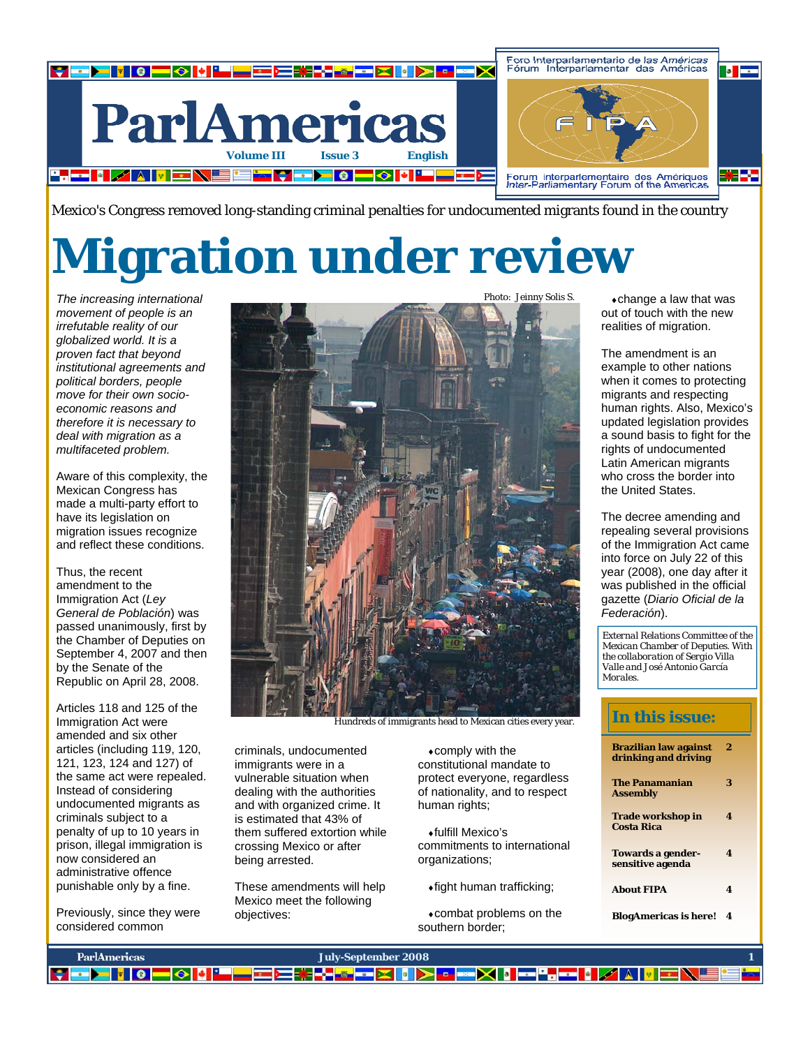# ParlAmericas

Volume III Issue 3 English

Foro Interparlamentario de las Américas
Fórum Interparlamentar das Américas
FIPA
Forum interparlementaire des Amériques
Inter-Parliamentary Forum of the Americas

Mexico's Congress removed long-standing criminal penalties for undocumented migrants found in the country

# Migration under review

*The increasing international movement of people is an irrefutable reality of our globalized world. It is a proven fact that beyond institutional agreements and political borders, people move for their own socio-economic reasons and therefore it is necessary to deal with migration as a multifaceted problem.*

Aware of this complexity, the Mexican Congress has made a multi-party effort to have its legislation on migration issues recognize and reflect these conditions.

Thus, the recent amendment to the Immigration Act (*Ley General de Población*) was passed unanimously, first by the Chamber of Deputies on September 4, 2007 and then by the Senate of the Republic on April 28, 2008.

Articles 118 and 125 of the Immigration Act were amended and six other articles (including 119, 120, 121, 123, 124 and 127) of the same act were repealed. Instead of considering undocumented migrants as criminals subject to a penalty of up to 10 years in prison, illegal immigration is now considered an administrative offence punishable only by a fine.

Photo: Jeinny Solis S.

Hundreds of immigrants head to Mexican cities every year.

Previously, since they were considered common criminals, undocumented immigrants were in a vulnerable situation when dealing with the authorities and with organized crime. It is estimated that 43% of them suffered extortion while crossing Mexico or after being arrested.

These amendments will help Mexico meet the following objectives:

- comply with the constitutional mandate to protect everyone, regardless of nationality, and to respect human rights;
- fulfill Mexico's commitments to international organizations;
- fight human trafficking;
- combat problems on the southern border;
- change a law that was out of touch with the new realities of migration.

The amendment is an example to other nations when it comes to protecting migrants and respecting human rights. Also, Mexico's updated legislation provides a sound basis to fight for the rights of undocumented Latin American migrants who cross the border into the United States.

The decree amending and repealing several provisions of the Immigration Act came into force on July 22 of this year (2008), one day after it was published in the official gazette (*Diario Oficial de la Federación*).

External Relations Committee of the Mexican Chamber of Deputies. With the collaboration of Sergio Villa Valle and José Antonio García Morales.

## In this issue:

| | |
|---|---|
| **Brazilian law against drinking and driving** | **2** |
| **The Panamanian Assembly** | **3** |
| **Trade workshop in Costa Rica** | **4** |
| **Towards a gender-sensitive agenda** | **4** |
| **About FIPA** | **4** |
| **BlogAmericas is here!** | **4** |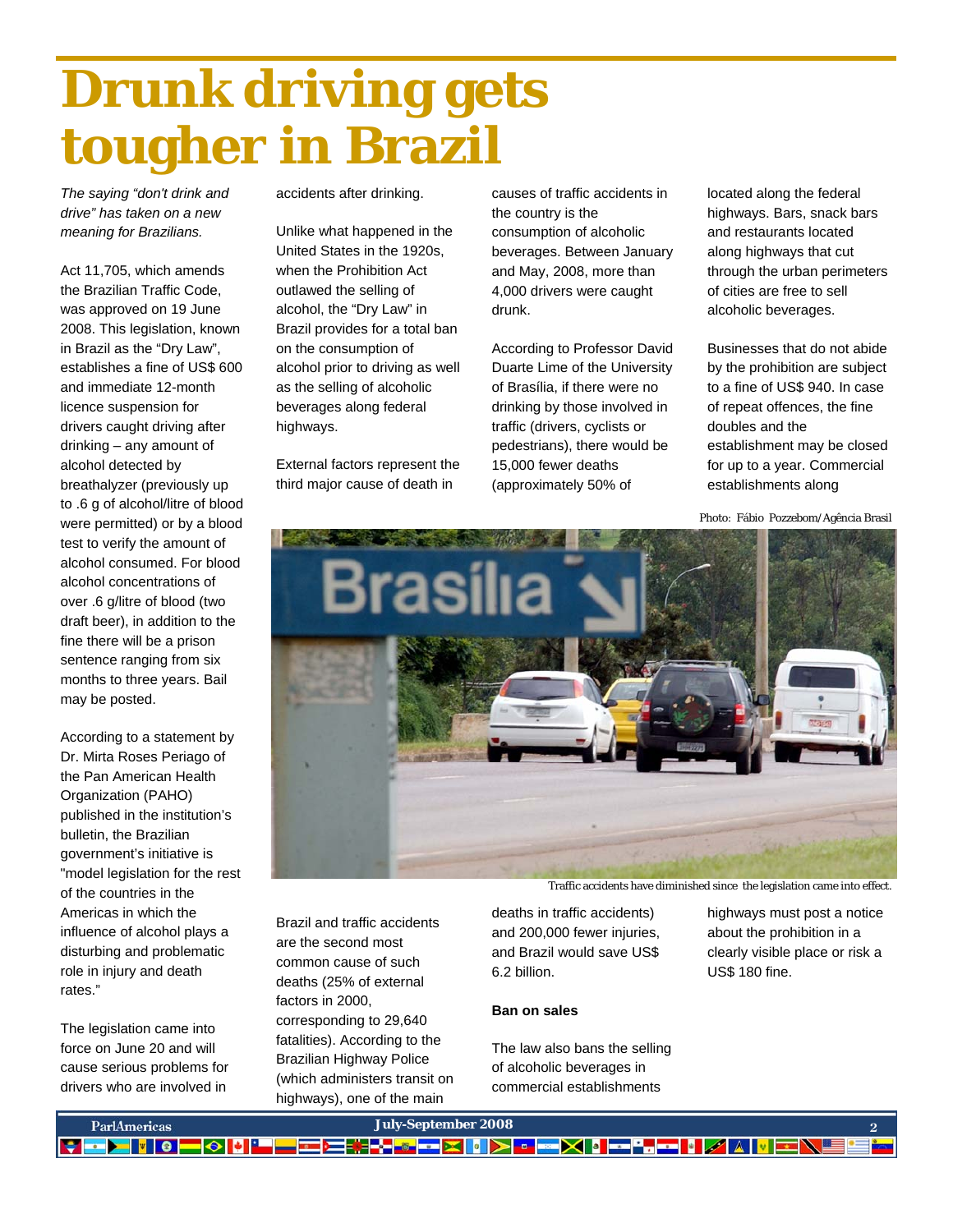# Drunk driving gets tougher in Brazil

*The saying "don't drink and drive" has taken on a new meaning for Brazilians.*

Act 11,705, which amends the Brazilian Traffic Code, was approved on 19 June 2008. This legislation, known in Brazil as the "Dry Law", establishes a fine of US$ 600 and immediate 12-month licence suspension for drivers caught driving after drinking – any amount of alcohol detected by breathalyzer (previously up to .6 g of alcohol/litre of blood were permitted) or by a blood test to verify the amount of alcohol consumed. For blood alcohol concentrations of over .6 g/litre of blood (two draft beer), in addition to the fine there will be a prison sentence ranging from six months to three years. Bail may be posted.

According to a statement by Dr. Mirta Roses Periago of the Pan American Health Organization (PAHO) published in the institution's bulletin, the Brazilian government's initiative is "model legislation for the rest of the countries in the Americas in which the influence of alcohol plays a disturbing and problematic role in injury and death rates."

The legislation came into force on June 20 and will cause serious problems for drivers who are involved in accidents after drinking.

Unlike what happened in the United States in the 1920s, when the Prohibition Act outlawed the selling of alcohol, the "Dry Law" in Brazil provides for a total ban on the consumption of alcohol prior to driving as well as the selling of alcoholic beverages along federal highways.

External factors represent the third major cause of death in Brazil and traffic accidents are the second most common cause of such deaths (25% of external factors in 2000, corresponding to 29,640 fatalities). According to the Brazilian Highway Police (which administers transit on highways), one of the main causes of traffic accidents in the country is the consumption of alcoholic beverages. Between January and May, 2008, more than 4,000 drivers were caught drunk.

According to Professor David Duarte Lime of the University of Brasília, if there were no drinking by those involved in traffic (drivers, cyclists or pedestrians), there would be 15,000 fewer deaths (approximately 50% of deaths in traffic accidents) and 200,000 fewer injuries, and Brazil would save US$ 6.2 billion.

**Ban on sales**

The law also bans the selling of alcoholic beverages in commercial establishments located along the federal highways. Bars, snack bars and restaurants located along highways that cut through the urban perimeters of cities are free to sell alcoholic beverages.

Businesses that do not abide by the prohibition are subject to a fine of US$ 940. In case of repeat offences, the fine doubles and the establishment may be closed for up to a year. Commercial establishments along highways must post a notice about the prohibition in a clearly visible place or risk a US$ 180 fine.

Photo: Fábio Pozzebom/Agência Brasil

Traffic accidents have diminished since the legislation came into effect.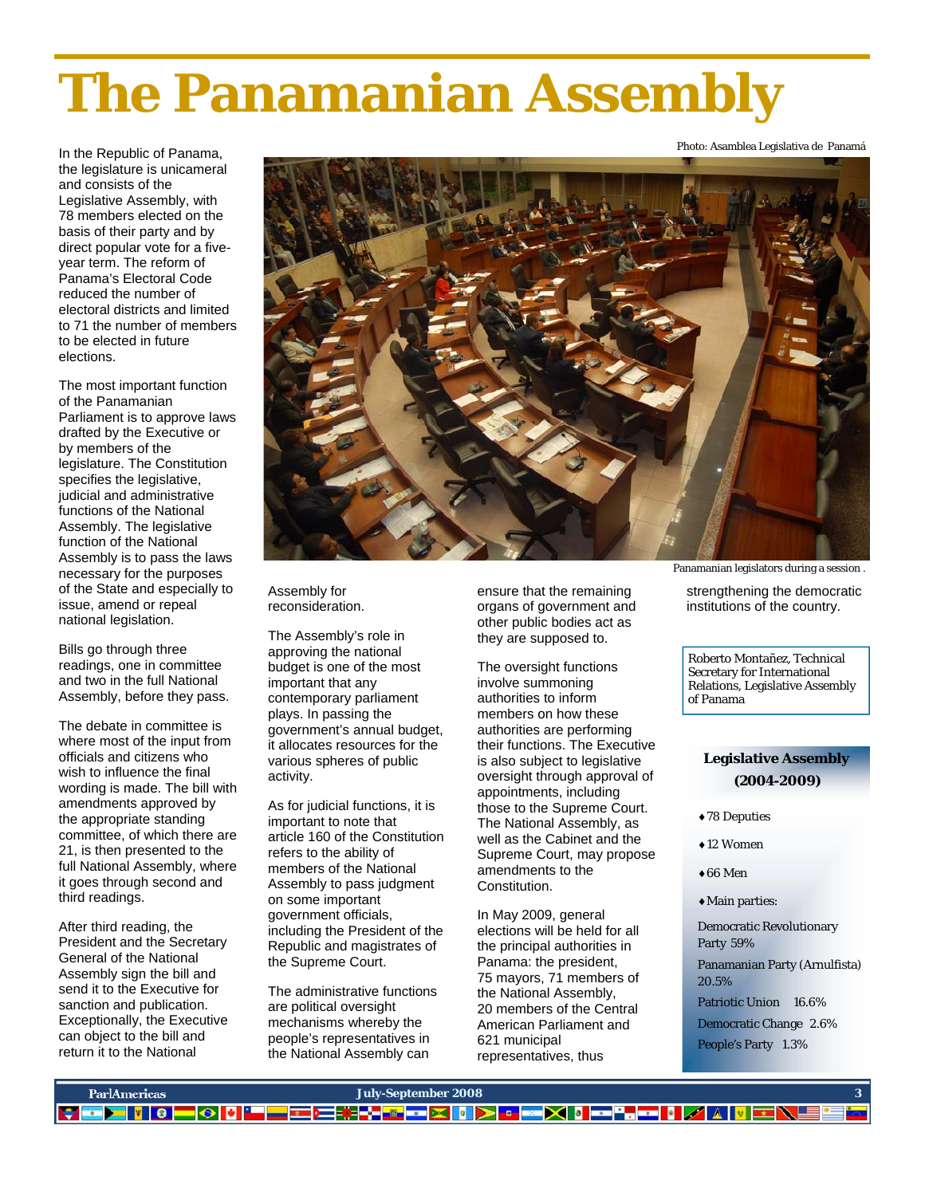# The Panamanian Assembly

Photo: Asamblea Legislativa de Panamá

Panamanian legislators during a session .

In the Republic of Panama, the legislature is unicameral and consists of the Legislative Assembly, with 78 members elected on the basis of their party and by direct popular vote for a five-year term. The reform of Panama's Electoral Code reduced the number of electoral districts and limited to 71 the number of members to be elected in future elections.

The most important function of the Panamanian Parliament is to approve laws drafted by the Executive or by members of the legislature. The Constitution specifies the legislative, judicial and administrative functions of the National Assembly. The legislative function of the National Assembly is to pass the laws necessary for the purposes of the State and especially to issue, amend or repeal national legislation.

Bills go through three readings, one in committee and two in the full National Assembly, before they pass.

The debate in committee is where most of the input from officials and citizens who wish to influence the final wording is made. The bill with amendments approved by the appropriate standing committee, of which there are 21, is then presented to the full National Assembly, where it goes through second and third readings.

After third reading, the President and the Secretary General of the National Assembly sign the bill and send it to the Executive for sanction and publication. Exceptionally, the Executive can object to the bill and return it to the National Assembly for reconsideration.

The Assembly's role in approving the national budget is one of the most important that any contemporary parliament plays. In passing the government's annual budget, it allocates resources for the various spheres of public activity.

As for judicial functions, it is important to note that article 160 of the Constitution refers to the ability of members of the National Assembly to pass judgment on some important government officials, including the President of the Republic and magistrates of the Supreme Court.

The administrative functions are political oversight mechanisms whereby the people's representatives in the National Assembly can ensure that the remaining organs of government and other public bodies act as they are supposed to.

The oversight functions involve summoning authorities to inform members on how these authorities are performing their functions. The Executive is also subject to legislative oversight through approval of appointments, including those to the Supreme Court. The National Assembly, as well as the Cabinet and the Supreme Court, may propose amendments to the Constitution.

In May 2009, general elections will be held for all the principal authorities in Panama: the president, 75 mayors, 71 members of the National Assembly, 20 members of the Central American Parliament and 621 municipal representatives, thus strengthening the democratic institutions of the country.

Roberto Montañez, Technical Secretary for International Relations, Legislative Assembly of Panama

**Legislative Assembly (2004-2009)**

- 78 Deputies
- 12 Women
- 66 Men
- Main parties:

Democratic Revolutionary Party 59%

Panamanian Party (Arnulfista) 20.5%

Patriotic Union 16.6%

Democratic Change 2.6%

People's Party 1.3%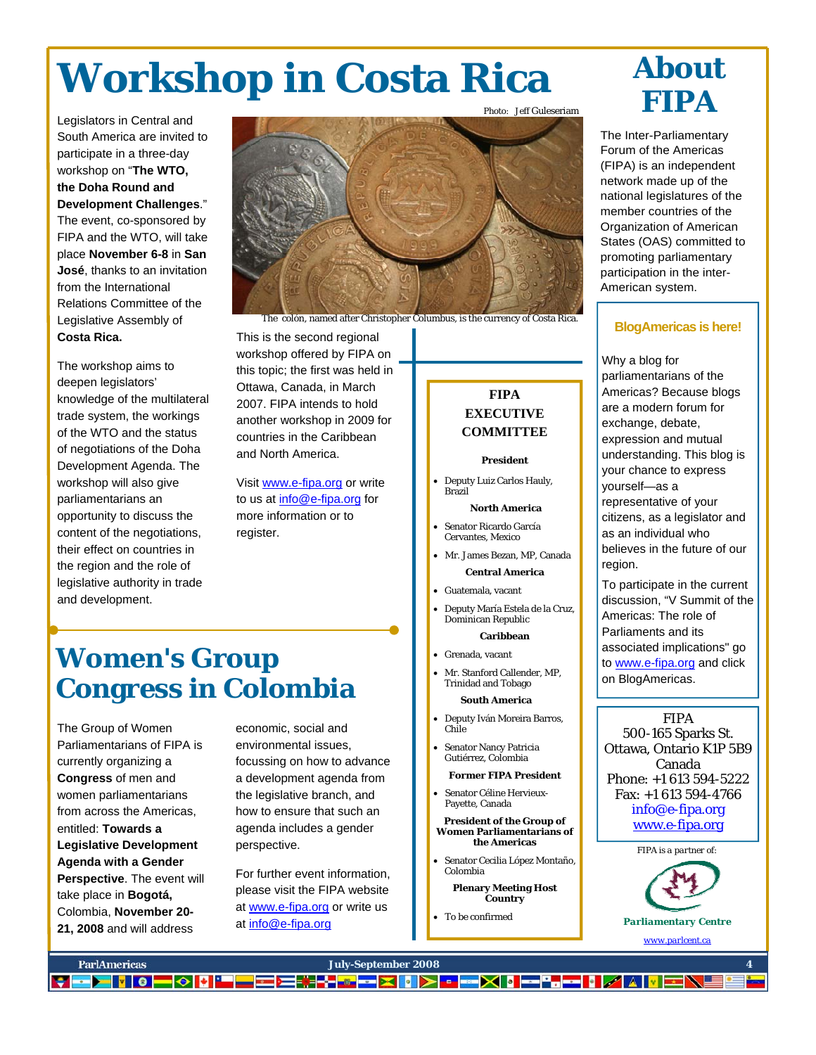# Workshop in Costa Rica

Legislators in Central and South America are invited to participate in a three-day workshop on "**The WTO, the Doha Round and Development Challenges**." The event, co-sponsored by FIPA and the WTO, will take place **November 6-8** in **San José**, thanks to an invitation from the International Relations Committee of the Legislative Assembly of **Costa Rica.**

The workshop aims to deepen legislators' knowledge of the multilateral trade system, the workings of the WTO and the status of negotiations of the Doha Development Agenda. The workshop will also give parliamentarians an opportunity to discuss the content of the negotiations, their effect on countries in the region and the role of legislative authority in trade and development.

Photo: Jeff Guleseriam

The colón, named after Christopher Columbus, is the currency of Costa Rica.

This is the second regional workshop offered by FIPA on this topic; the first was held in Ottawa, Canada, in March 2007. FIPA intends to hold another workshop in 2009 for countries in the Caribbean and North America.

Visit www.e-fipa.org or write to us at info@e-fipa.org for more information or to register.

# Women's Group Congress in Colombia

The Group of Women Parliamentarians of FIPA is currently organizing a **Congress** of men and women parliamentarians from across the Americas, entitled: **Towards a Legislative Development Agenda with a Gender Perspective**. The event will take place in **Bogotá,** Colombia, **November 20-21, 2008** and will address economic, social and environmental issues, focussing on how to advance a development agenda from the legislative branch, and how to ensure that such an agenda includes a gender perspective.

For further event information, please visit the FIPA website at www.e-fipa.org or write us at info@e-fipa.org

## FIPA EXECUTIVE COMMITTEE

**President**

- Deputy Luiz Carlos Hauly, Brazil

**North America**

- Senator Ricardo García Cervantes, Mexico
- Mr. James Bezan, MP, Canada

**Central America**

- Guatemala, vacant
- Deputy María Estela de la Cruz, Dominican Republic

**Caribbean**

- Grenada, vacant
- Mr. Stanford Callender, MP, Trinidad and Tobago

**South America**

- Deputy Iván Moreira Barros, Chile
- Senator Nancy Patricia Gutiérrez, Colombia

**Former FIPA President**

- Senator Céline Hervieux-Payette, Canada

**President of the Group of Women Parliamentarians of the Americas**

- Senator Cecilia López Montaño, Colombia

**Plenary Meeting Host Country**

- To be confirmed

# About FIPA

The Inter-Parliamentary Forum of the Americas (FIPA) is an independent network made up of the national legislatures of the member countries of the Organization of American States (OAS) committed to promoting parliamentary participation in the inter-American system.

### BlogAmericas is here!

Why a blog for parliamentarians of the Americas? Because blogs are a modern forum for exchange, debate, expression and mutual understanding. This blog is your chance to express yourself—as a representative of your citizens, as a legislator and as an individual who believes in the future of our region.

To participate in the current discussion, "V Summit of the Americas: The role of Parliaments and its associated implications" go to www.e-fipa.org and click on BlogAmericas.

FIPA
500-165 Sparks St.
Ottawa, Ontario K1P 5B9
Canada
Phone: +1 613 594-5222
Fax: +1 613 594-4766
info@e-fipa.org
www.e-fipa.org

FIPA is a partner of:

Parliamentary Centre

www.parlcent.ca